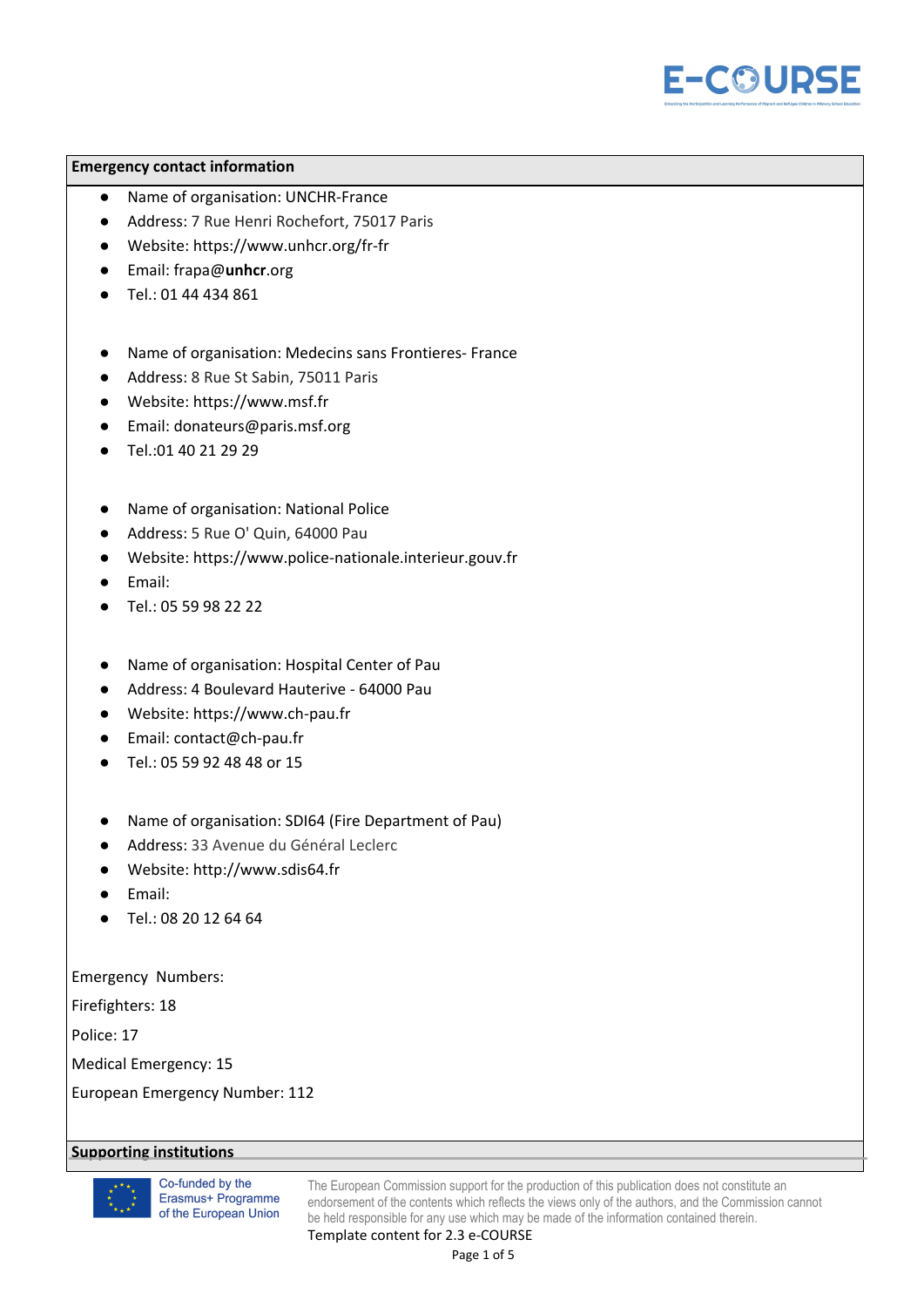## Emergency contact information

- Name of organisation: UNCHR-France
- Address: 7 Rue Henri Rochefort, 75017 Paris
- Website: https://www.unhcr.org/fr-fr
- Email: frapa@**unhcr**.org
- Tel.: 01 44 434 861

- Name of organisation: Medecins sans Frontieres- France
- Address: 8 Rue St Sabin, 75011 Paris
- Website: https://www.msf.fr
- Email: donateurs@paris.msf.org
- Tel.:01 40 21 29 29

- Name of organisation: National Police
- Address: 5 Rue O' Quin, 64000 Pau
- Website: https://www.police-nationale.interieur.gouv.fr
- Email:
- Tel.: 05 59 98 22 22

- Name of organisation: Hospital Center of Pau
- Address: 4 Boulevard Hauterive - 64000 Pau
- Website: https://www.ch-pau.fr
- Email: contact@ch-pau.fr
- Tel.: 05 59 92 48 48 or 15

- Name of organisation: SDI64 (Fire Department of Pau)
- Address: 33 Avenue du Général Leclerc
- Website: http://www.sdis64.fr
- Email:
- Tel.: 08 20 12 64 64

Emergency Numbers:

Firefighters: 18

Police: 17

Medical Emergency: 15

European Emergency Number: 112

## Supporting institutions

Co-funded by the Erasmus+ Programme of the European Union

The European Commission support for the production of this publication does not constitute an endorsement of the contents which reflects the views only of the authors, and the Commission cannot be held responsible for any use which may be made of the information contained therein.

Template content for 2.3 e-COURSE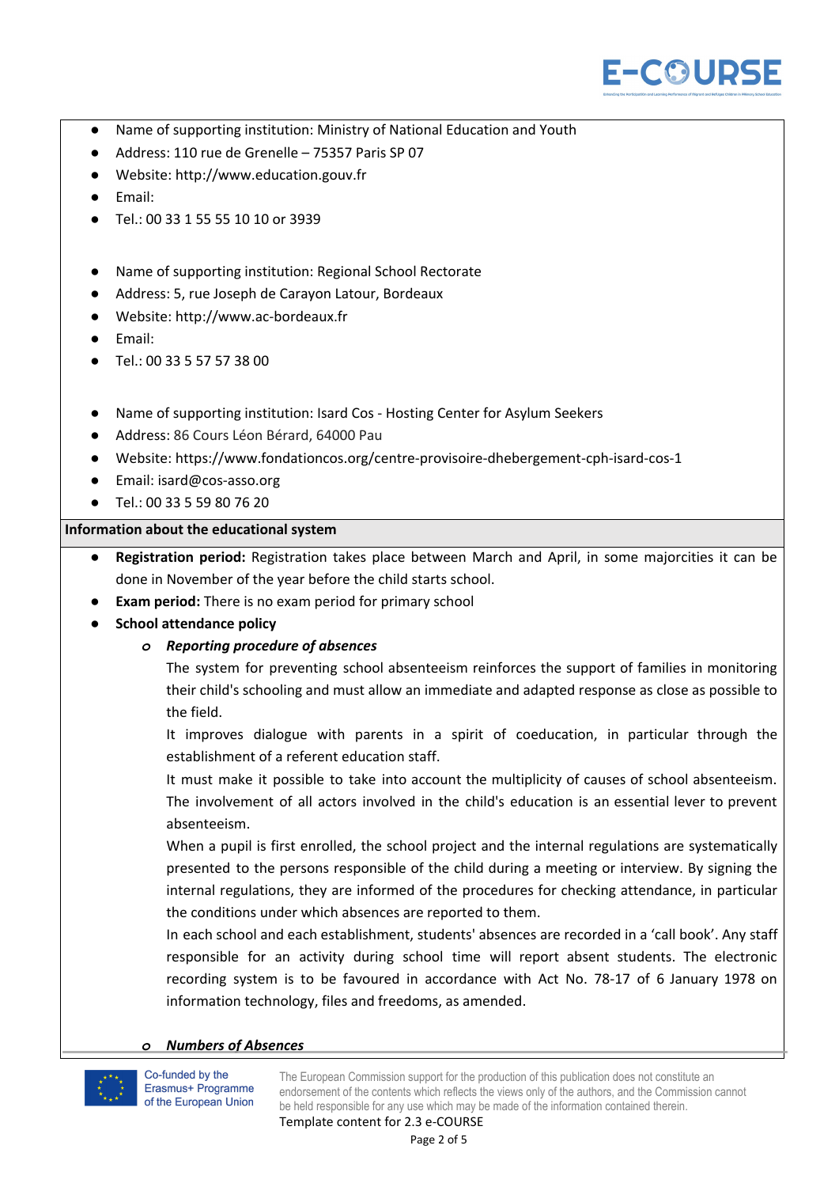- Name of supporting institution: Ministry of National Education and Youth
- Address: 110 rue de Grenelle – 75357 Paris SP 07
- Website: http://www.education.gouv.fr
- Email:
- Tel.: 00 33 1 55 55 10 10 or 3939

- Name of supporting institution: Regional School Rectorate
- Address: 5, rue Joseph de Carayon Latour, Bordeaux
- Website: http://www.ac-bordeaux.fr
- Email:
- Tel.: 00 33 5 57 57 38 00

- Name of supporting institution: Isard Cos - Hosting Center for Asylum Seekers
- Address: 86 Cours Léon Bérard, 64000 Pau
- Website: https://www.fondationcos.org/centre-provisoire-dhebergement-cph-isard-cos-1
- Email: isard@cos-asso.org
- Tel.: 00 33 5 59 80 76 20

**Information about the educational system**

- **Registration period:** Registration takes place between March and April, in some majorcities it can be done in November of the year before the child starts school.
- **Exam period:** There is no exam period for primary school
- **School attendance policy**
  - ***Reporting procedure of absences***

    The system for preventing school absenteeism reinforces the support of families in monitoring their child's schooling and must allow an immediate and adapted response as close as possible to the field.

    It improves dialogue with parents in a spirit of coeducation, in particular through the establishment of a referent education staff.

    It must make it possible to take into account the multiplicity of causes of school absenteeism. The involvement of all actors involved in the child's education is an essential lever to prevent absenteeism.

    When a pupil is first enrolled, the school project and the internal regulations are systematically presented to the persons responsible of the child during a meeting or interview. By signing the internal regulations, they are informed of the procedures for checking attendance, in particular the conditions under which absences are reported to them.

    In each school and each establishment, students' absences are recorded in a 'call book'. Any staff responsible for an activity during school time will report absent students. The electronic recording system is to be favoured in accordance with Act No. 78-17 of 6 January 1978 on information technology, files and freedoms, as amended.

  - ***Numbers of Absences***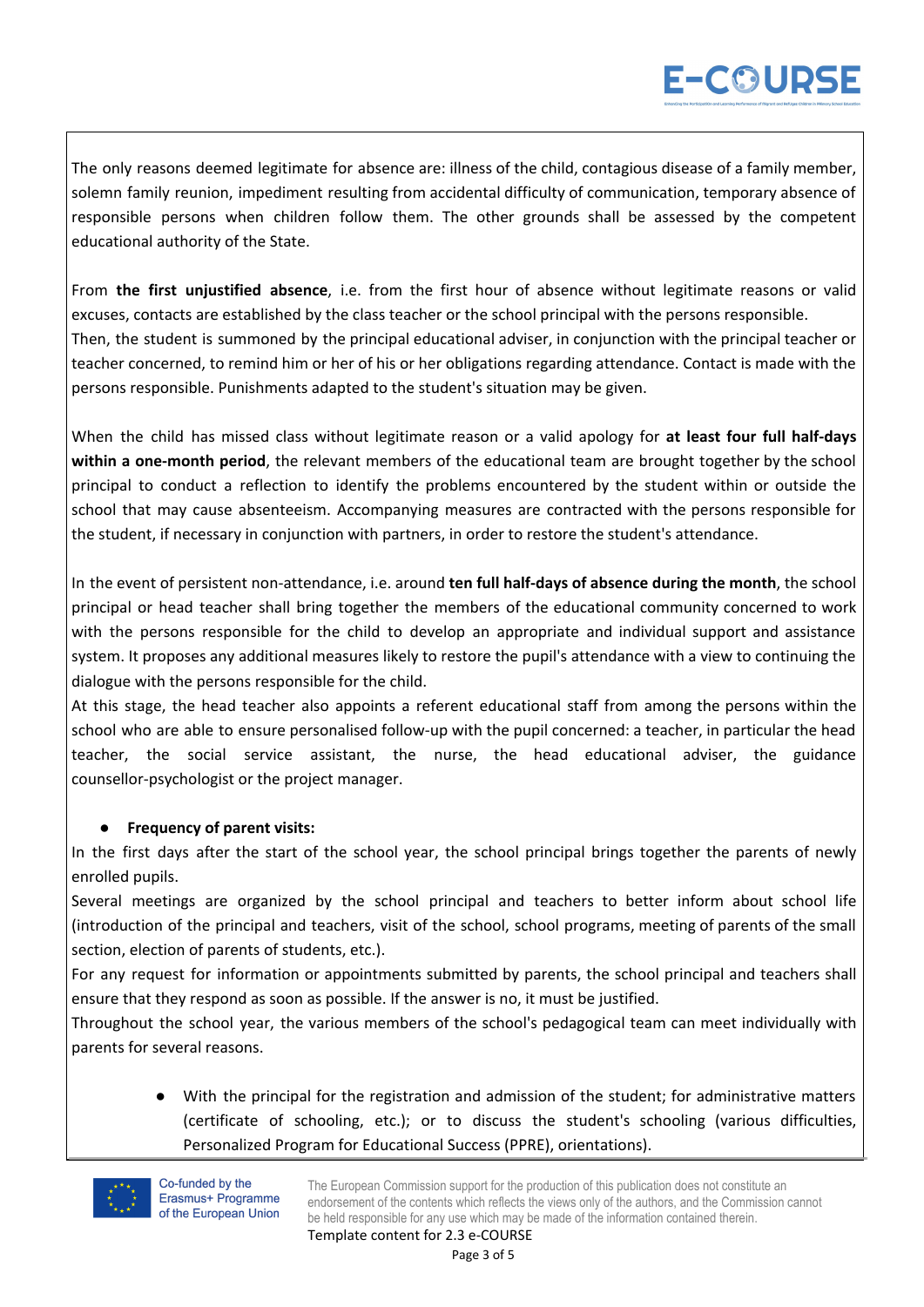The only reasons deemed legitimate for absence are: illness of the child, contagious disease of a family member, solemn family reunion, impediment resulting from accidental difficulty of communication, temporary absence of responsible persons when children follow them. The other grounds shall be assessed by the competent educational authority of the State.

From **the first unjustified absence**, i.e. from the first hour of absence without legitimate reasons or valid excuses, contacts are established by the class teacher or the school principal with the persons responsible.
Then, the student is summoned by the principal educational adviser, in conjunction with the principal teacher or teacher concerned, to remind him or her of his or her obligations regarding attendance. Contact is made with the persons responsible. Punishments adapted to the student's situation may be given.

When the child has missed class without legitimate reason or a valid apology for **at least four full half-days within a one-month period**, the relevant members of the educational team are brought together by the school principal to conduct a reflection to identify the problems encountered by the student within or outside the school that may cause absenteeism. Accompanying measures are contracted with the persons responsible for the student, if necessary in conjunction with partners, in order to restore the student's attendance.

In the event of persistent non-attendance, i.e. around **ten full half-days of absence during the month**, the school principal or head teacher shall bring together the members of the educational community concerned to work with the persons responsible for the child to develop an appropriate and individual support and assistance system. It proposes any additional measures likely to restore the pupil's attendance with a view to continuing the dialogue with the persons responsible for the child.
At this stage, the head teacher also appoints a referent educational staff from among the persons within the school who are able to ensure personalised follow-up with the pupil concerned: a teacher, in particular the head teacher, the social service assistant, the nurse, the head educational adviser, the guidance counsellor-psychologist or the project manager.

- **Frequency of parent visits:**

In the first days after the start of the school year, the school principal brings together the parents of newly enrolled pupils.
Several meetings are organized by the school principal and teachers to better inform about school life (introduction of the principal and teachers, visit of the school, school programs, meeting of parents of the small section, election of parents of students, etc.).
For any request for information or appointments submitted by parents, the school principal and teachers shall ensure that they respond as soon as possible. If the answer is no, it must be justified.
Throughout the school year, the various members of the school's pedagogical team can meet individually with parents for several reasons.

- With the principal for the registration and admission of the student; for administrative matters (certificate of schooling, etc.); or to discuss the student's schooling (various difficulties, Personalized Program for Educational Success (PPRE), orientations).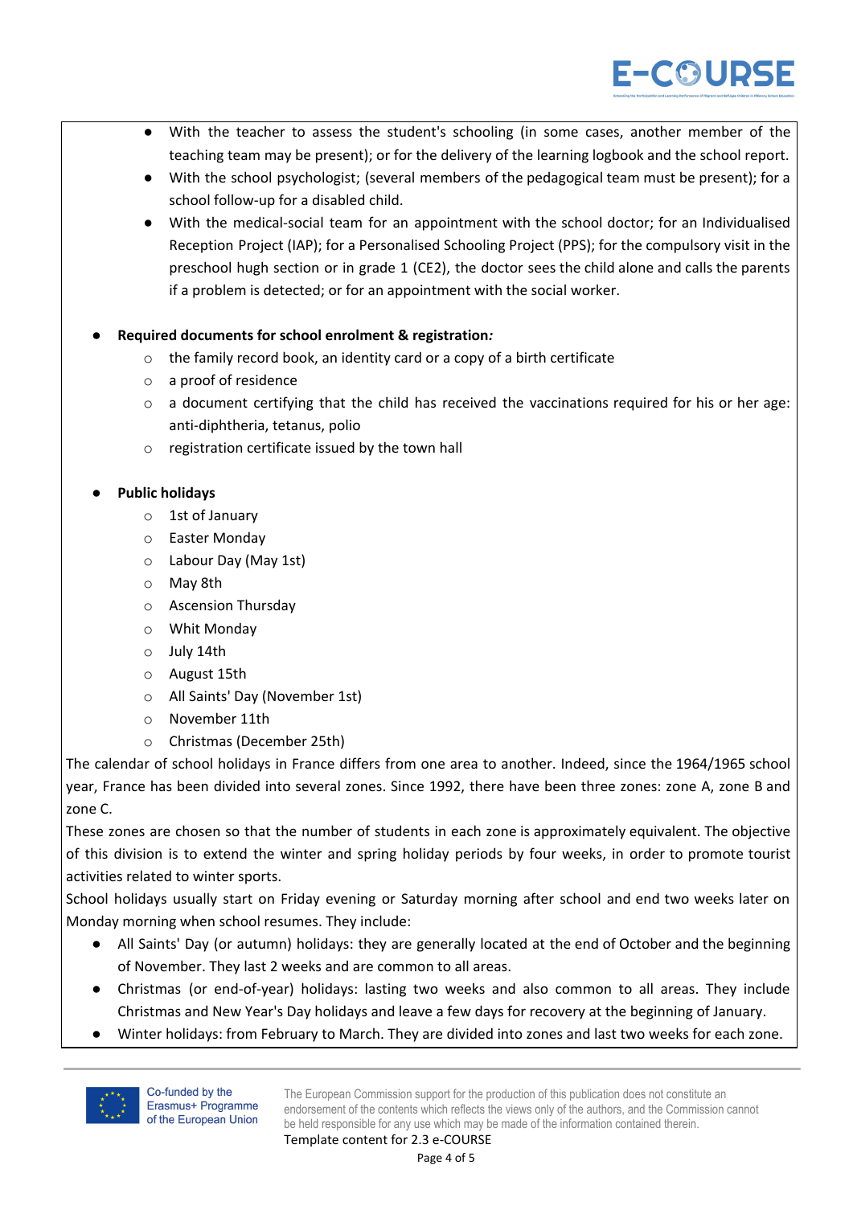- With the teacher to assess the student's schooling (in some cases, another member of the teaching team may be present); or for the delivery of the learning logbook and the school report.
- With the school psychologist; (several members of the pedagogical team must be present); for a school follow-up for a disabled child.
- With the medical-social team for an appointment with the school doctor; for an Individualised Reception Project (IAP); for a Personalised Schooling Project (PPS); for the compulsory visit in the preschool hugh section or in grade 1 (CE2), the doctor sees the child alone and calls the parents if a problem is detected; or for an appointment with the social worker.

- **Required documents for school enrolment & registration***:*
  - the family record book, an identity card or a copy of a birth certificate
  - a proof of residence
  - a document certifying that the child has received the vaccinations required for his or her age: anti-diphtheria, tetanus, polio
  - registration certificate issued by the town hall

- **Public holidays**
  - 1st of January
  - Easter Monday
  - Labour Day (May 1st)
  - May 8th
  - Ascension Thursday
  - Whit Monday
  - July 14th
  - August 15th
  - All Saints' Day (November 1st)
  - November 11th
  - Christmas (December 25th)

The calendar of school holidays in France differs from one area to another. Indeed, since the 1964/1965 school year, France has been divided into several zones. Since 1992, there have been three zones: zone A, zone B and zone C.

These zones are chosen so that the number of students in each zone is approximately equivalent. The objective of this division is to extend the winter and spring holiday periods by four weeks, in order to promote tourist activities related to winter sports.

School holidays usually start on Friday evening or Saturday morning after school and end two weeks later on Monday morning when school resumes. They include:

- All Saints' Day (or autumn) holidays: they are generally located at the end of October and the beginning of November. They last 2 weeks and are common to all areas.
- Christmas (or end-of-year) holidays: lasting two weeks and also common to all areas. They include Christmas and New Year's Day holidays and leave a few days for recovery at the beginning of January.
- Winter holidays: from February to March. They are divided into zones and last two weeks for each zone.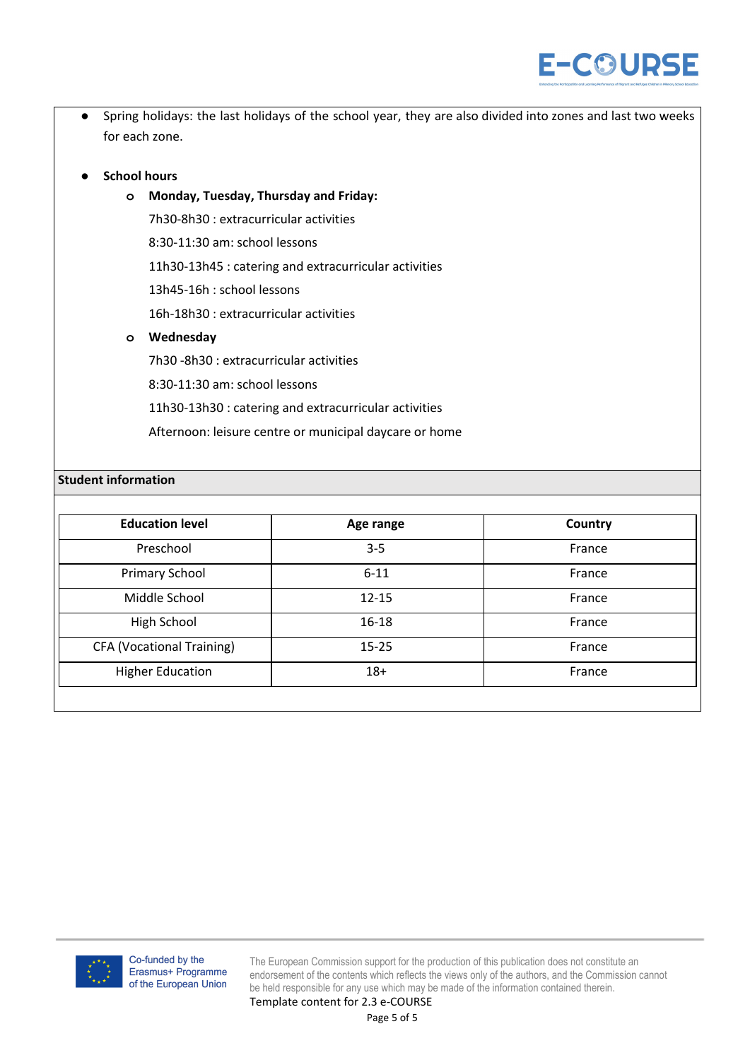- Spring holidays: the last holidays of the school year, they are also divided into zones and last two weeks for each zone.

- **School hours**
  - **Monday, Tuesday, Thursday and Friday:**

    7h30-8h30 : extracurricular activities

    8:30-11:30 am: school lessons

    11h30-13h45 : catering and extracurricular activities

    13h45-16h : school lessons

    16h-18h30 : extracurricular activities
  - **Wednesday**

    7h30 -8h30 : extracurricular activities

    8:30-11:30 am: school lessons

    11h30-13h30 : catering and extracurricular activities

    Afternoon: leisure centre or municipal daycare or home

**Student information**

| Education level | Age range | Country |
|---|---|---|
| Preschool | 3-5 | France |
| Primary School | 6-11 | France |
| Middle School | 12-15 | France |
| High School | 16-18 | France |
| CFA (Vocational Training) | 15-25 | France |
| Higher Education | 18+ | France |